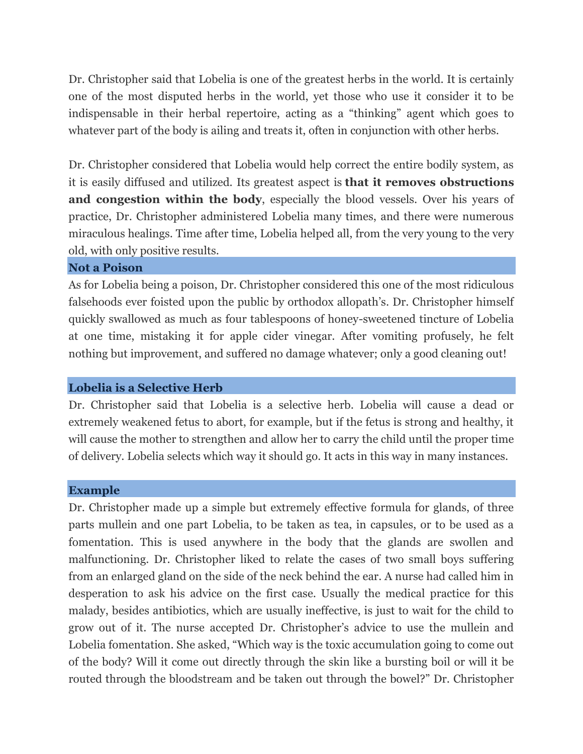Dr. Christopher said that Lobelia is one of the greatest herbs in the world. It is certainly one of the most disputed herbs in the world, yet those who use it consider it to be indispensable in their herbal repertoire, acting as a "thinking" agent which goes to whatever part of the body is ailing and treats it, often in conjunction with other herbs.

Dr. Christopher considered that Lobelia would help correct the entire bodily system, as it is easily diffused and utilized. Its greatest aspect is **that it removes obstructions and congestion within the body**, especially the blood vessels. Over his years of practice, Dr. Christopher administered Lobelia many times, and there were numerous miraculous healings. Time after time, Lobelia helped all, from the very young to the very old, with only positive results.

## Not a Poison

As for Lobelia being a poison, Dr. Christopher considered this one of the most ridiculous falsehoods ever foisted upon the public by orthodox allopath's. Dr. Christopher himself quickly swallowed as much as four tablespoons of honey-sweetened tincture of Lobelia at one time, mistaking it for apple cider vinegar. After vomiting profusely, he felt nothing but improvement, and suffered no damage whatever; only a good cleaning out!

## Lobelia is a Selective Herb

Dr. Christopher said that Lobelia is a selective herb. Lobelia will cause a dead or extremely weakened fetus to abort, for example, but if the fetus is strong and healthy, it will cause the mother to strengthen and allow her to carry the child until the proper time of delivery. Lobelia selects which way it should go. It acts in this way in many instances.

## Example

Dr. Christopher made up a simple but extremely effective formula for glands, of three parts mullein and one part Lobelia, to be taken as tea, in capsules, or to be used as a fomentation. This is used anywhere in the body that the glands are swollen and malfunctioning. Dr. Christopher liked to relate the cases of two small boys suffering from an enlarged gland on the side of the neck behind the ear. A nurse had called him in desperation to ask his advice on the first case. Usually the medical practice for this malady, besides antibiotics, which are usually ineffective, is just to wait for the child to grow out of it. The nurse accepted Dr. Christopher's advice to use the mullein and Lobelia fomentation. She asked, "Which way is the toxic accumulation going to come out of the body? Will it come out directly through the skin like a bursting boil or will it be routed through the bloodstream and be taken out through the bowel?" Dr. Christopher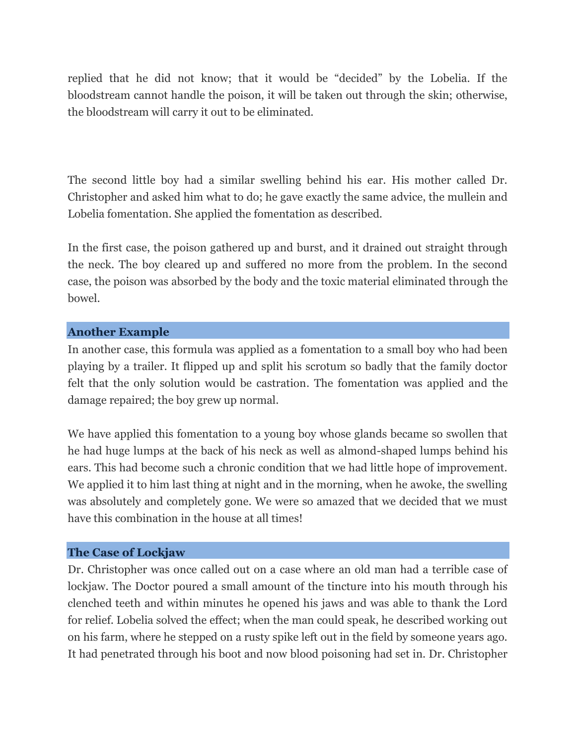replied that he did not know; that it would be "decided" by the Lobelia. If the bloodstream cannot handle the poison, it will be taken out through the skin; otherwise, the bloodstream will carry it out to be eliminated.

The second little boy had a similar swelling behind his ear. His mother called Dr. Christopher and asked him what to do; he gave exactly the same advice, the mullein and Lobelia fomentation. She applied the fomentation as described.

In the first case, the poison gathered up and burst, and it drained out straight through the neck. The boy cleared up and suffered no more from the problem. In the second case, the poison was absorbed by the body and the toxic material eliminated through the bowel.

### Another Example

In another case, this formula was applied as a fomentation to a small boy who had been playing by a trailer. It flipped up and split his scrotum so badly that the family doctor felt that the only solution would be castration. The fomentation was applied and the damage repaired; the boy grew up normal.

We have applied this fomentation to a young boy whose glands became so swollen that he had huge lumps at the back of his neck as well as almond-shaped lumps behind his ears. This had become such a chronic condition that we had little hope of improvement. We applied it to him last thing at night and in the morning, when he awoke, the swelling was absolutely and completely gone. We were so amazed that we decided that we must have this combination in the house at all times!

### The Case of Lockjaw

Dr. Christopher was once called out on a case where an old man had a terrible case of lockjaw. The Doctor poured a small amount of the tincture into his mouth through his clenched teeth and within minutes he opened his jaws and was able to thank the Lord for relief. Lobelia solved the effect; when the man could speak, he described working out on his farm, where he stepped on a rusty spike left out in the field by someone years ago. It had penetrated through his boot and now blood poisoning had set in. Dr. Christopher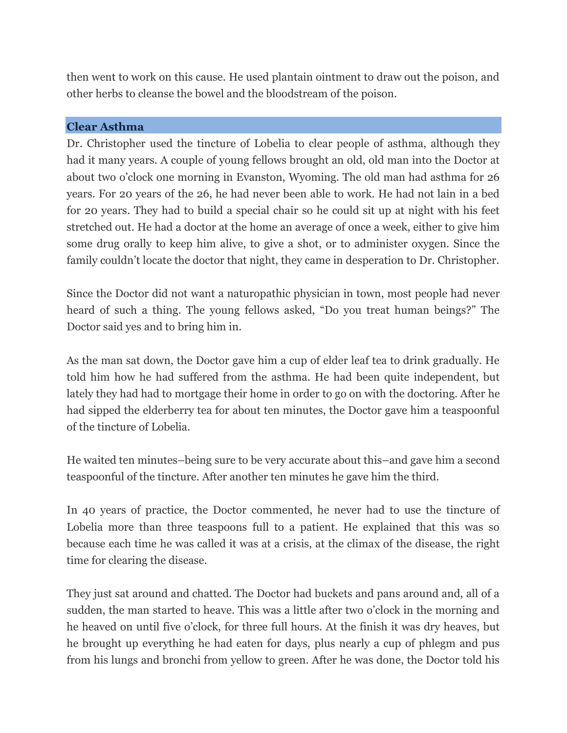then went to work on this cause. He used plantain ointment to draw out the poison, and other herbs to cleanse the bowel and the bloodstream of the poison.

## Clear Asthma

Dr. Christopher used the tincture of Lobelia to clear people of asthma, although they had it many years. A couple of young fellows brought an old, old man into the Doctor at about two o'clock one morning in Evanston, Wyoming. The old man had asthma for 26 years. For 20 years of the 26, he had never been able to work. He had not lain in a bed for 20 years. They had to build a special chair so he could sit up at night with his feet stretched out. He had a doctor at the home an average of once a week, either to give him some drug orally to keep him alive, to give a shot, or to administer oxygen. Since the family couldn't locate the doctor that night, they came in desperation to Dr. Christopher.

Since the Doctor did not want a naturopathic physician in town, most people had never heard of such a thing. The young fellows asked, "Do you treat human beings?" The Doctor said yes and to bring him in.

As the man sat down, the Doctor gave him a cup of elder leaf tea to drink gradually. He told him how he had suffered from the asthma. He had been quite independent, but lately they had had to mortgage their home in order to go on with the doctoring. After he had sipped the elderberry tea for about ten minutes, the Doctor gave him a teaspoonful of the tincture of Lobelia.

He waited ten minutes–being sure to be very accurate about this–and gave him a second teaspoonful of the tincture. After another ten minutes he gave him the third.

In 40 years of practice, the Doctor commented, he never had to use the tincture of Lobelia more than three teaspoons full to a patient. He explained that this was so because each time he was called it was at a crisis, at the climax of the disease, the right time for clearing the disease.

They just sat around and chatted. The Doctor had buckets and pans around and, all of a sudden, the man started to heave. This was a little after two o'clock in the morning and he heaved on until five o'clock, for three full hours. At the finish it was dry heaves, but he brought up everything he had eaten for days, plus nearly a cup of phlegm and pus from his lungs and bronchi from yellow to green. After he was done, the Doctor told his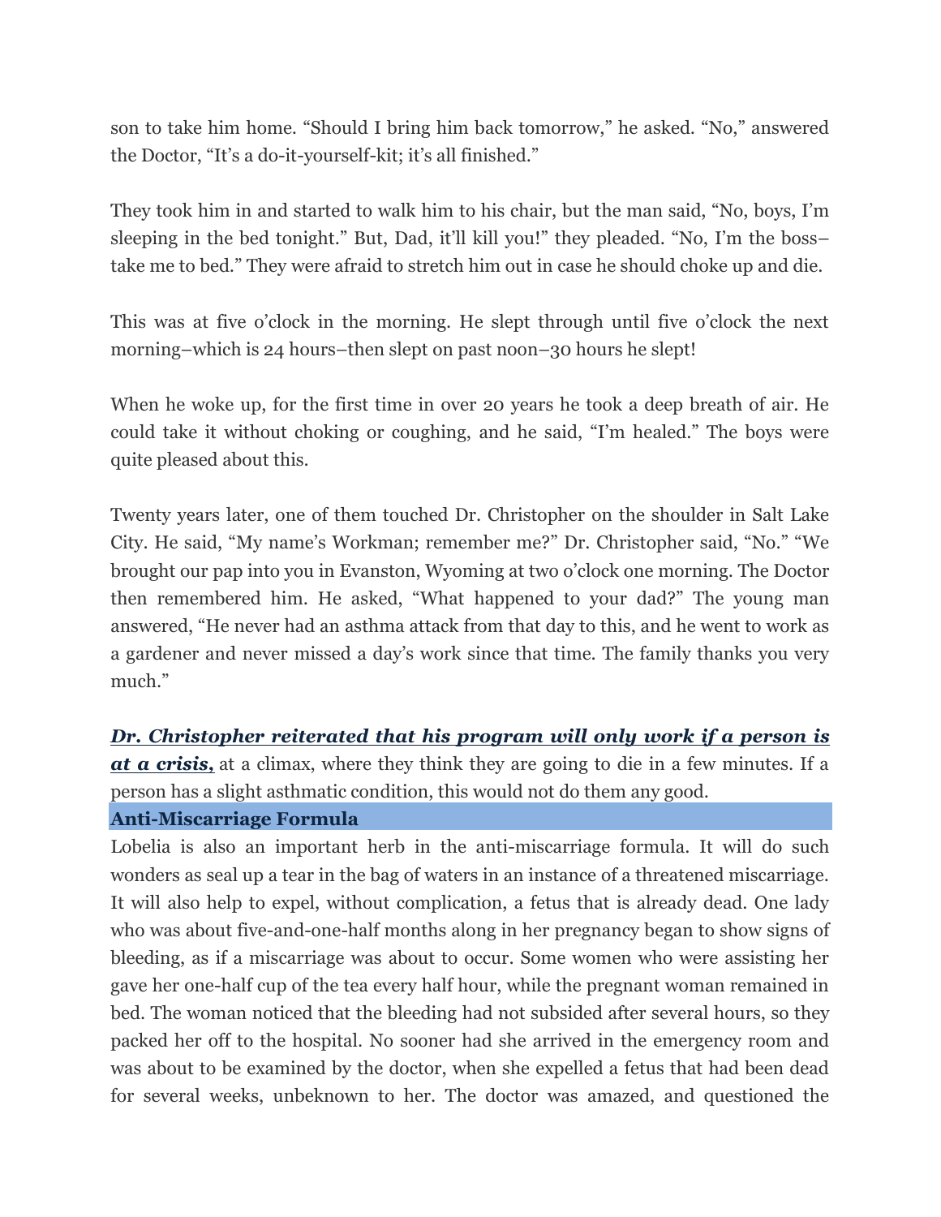son to take him home. "Should I bring him back tomorrow," he asked. "No," answered the Doctor, "It's a do-it-yourself-kit; it's all finished."

They took him in and started to walk him to his chair, but the man said, "No, boys, I'm sleeping in the bed tonight." But, Dad, it'll kill you!" they pleaded. "No, I'm the boss–take me to bed." They were afraid to stretch him out in case he should choke up and die.

This was at five o'clock in the morning. He slept through until five o'clock the next morning–which is 24 hours–then slept on past noon–30 hours he slept!

When he woke up, for the first time in over 20 years he took a deep breath of air. He could take it without choking or coughing, and he said, "I'm healed." The boys were quite pleased about this.

Twenty years later, one of them touched Dr. Christopher on the shoulder in Salt Lake City. He said, "My name's Workman; remember me?" Dr. Christopher said, "No." "We brought our pap into you in Evanston, Wyoming at two o'clock one morning. The Doctor then remembered him. He asked, "What happened to your dad?" The young man answered, "He never had an asthma attack from that day to this, and he went to work as a gardener and never missed a day's work since that time. The family thanks you very much."

***Dr. Christopher reiterated that his program will only work if a person is at a crisis,*** at a climax, where they think they are going to die in a few minutes. If a person has a slight asthmatic condition, this would not do them any good.

## Anti-Miscarriage Formula

Lobelia is also an important herb in the anti-miscarriage formula. It will do such wonders as seal up a tear in the bag of waters in an instance of a threatened miscarriage. It will also help to expel, without complication, a fetus that is already dead. One lady who was about five-and-one-half months along in her pregnancy began to show signs of bleeding, as if a miscarriage was about to occur. Some women who were assisting her gave her one-half cup of the tea every half hour, while the pregnant woman remained in bed. The woman noticed that the bleeding had not subsided after several hours, so they packed her off to the hospital. No sooner had she arrived in the emergency room and was about to be examined by the doctor, when she expelled a fetus that had been dead for several weeks, unbeknown to her. The doctor was amazed, and questioned the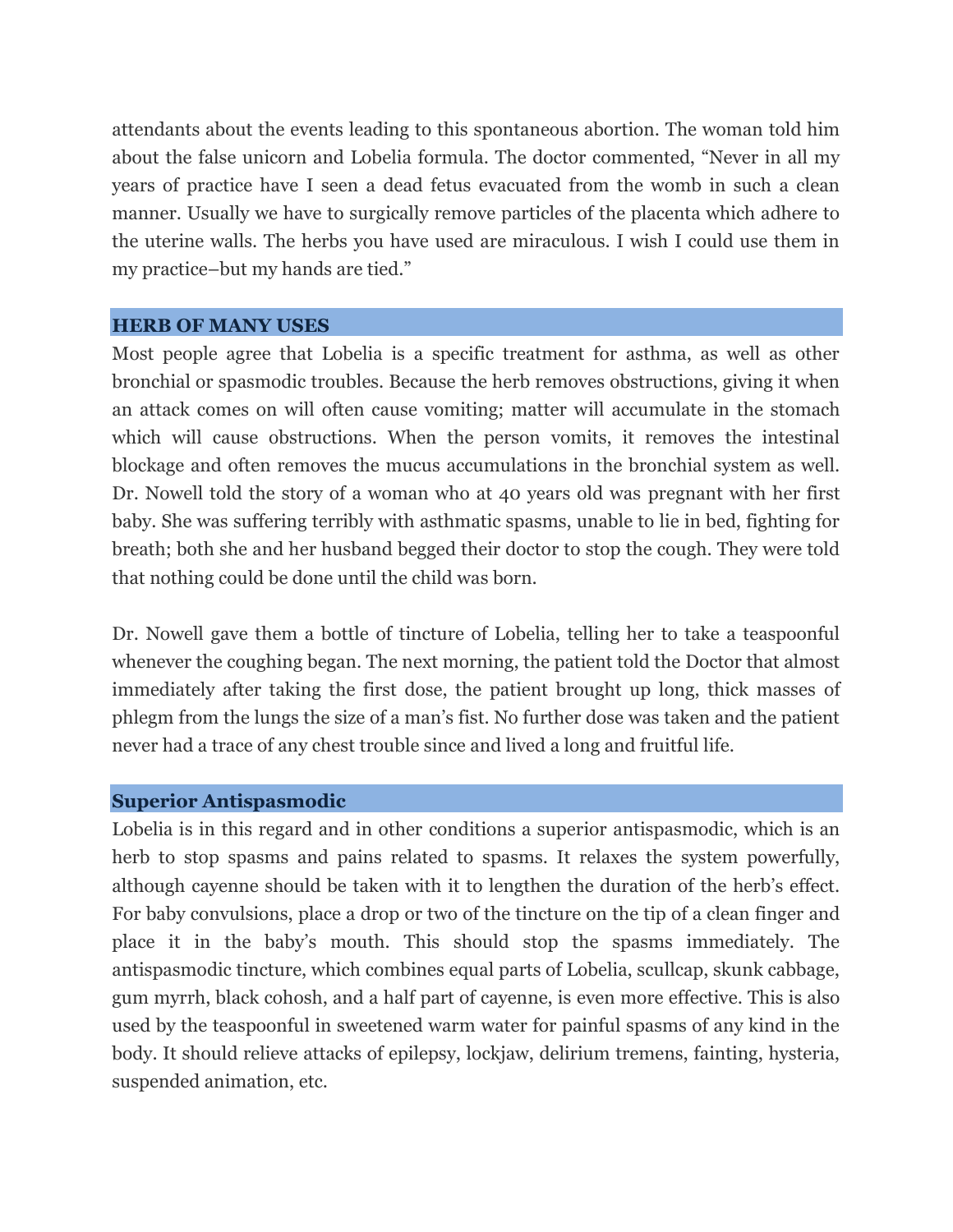attendants about the events leading to this spontaneous abortion. The woman told him about the false unicorn and Lobelia formula. The doctor commented, “Never in all my years of practice have I seen a dead fetus evacuated from the womb in such a clean manner. Usually we have to surgically remove particles of the placenta which adhere to the uterine walls. The herbs you have used are miraculous. I wish I could use them in my practice–but my hands are tied.”

## HERB OF MANY USES

Most people agree that Lobelia is a specific treatment for asthma, as well as other bronchial or spasmodic troubles. Because the herb removes obstructions, giving it when an attack comes on will often cause vomiting; matter will accumulate in the stomach which will cause obstructions. When the person vomits, it removes the intestinal blockage and often removes the mucus accumulations in the bronchial system as well. Dr. Nowell told the story of a woman who at 40 years old was pregnant with her first baby. She was suffering terribly with asthmatic spasms, unable to lie in bed, fighting for breath; both she and her husband begged their doctor to stop the cough. They were told that nothing could be done until the child was born.

Dr. Nowell gave them a bottle of tincture of Lobelia, telling her to take a teaspoonful whenever the coughing began. The next morning, the patient told the Doctor that almost immediately after taking the first dose, the patient brought up long, thick masses of phlegm from the lungs the size of a man’s fist. No further dose was taken and the patient never had a trace of any chest trouble since and lived a long and fruitful life.

## Superior Antispasmodic

Lobelia is in this regard and in other conditions a superior antispasmodic, which is an herb to stop spasms and pains related to spasms. It relaxes the system powerfully, although cayenne should be taken with it to lengthen the duration of the herb’s effect. For baby convulsions, place a drop or two of the tincture on the tip of a clean finger and place it in the baby’s mouth. This should stop the spasms immediately. The antispasmodic tincture, which combines equal parts of Lobelia, scullcap, skunk cabbage, gum myrrh, black cohosh, and a half part of cayenne, is even more effective. This is also used by the teaspoonful in sweetened warm water for painful spasms of any kind in the body. It should relieve attacks of epilepsy, lockjaw, delirium tremens, fainting, hysteria, suspended animation, etc.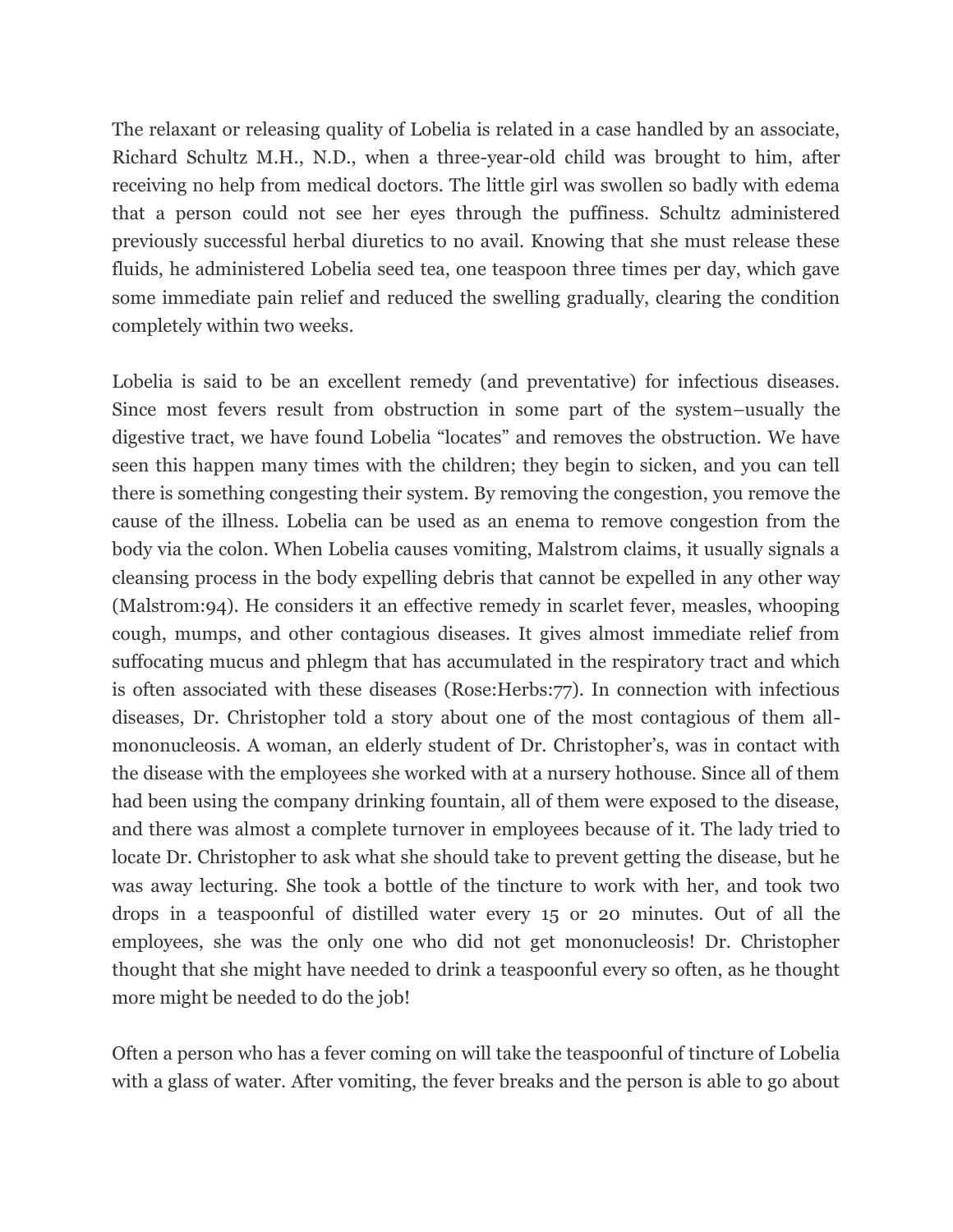The relaxant or releasing quality of Lobelia is related in a case handled by an associate, Richard Schultz M.H., N.D., when a three-year-old child was brought to him, after receiving no help from medical doctors. The little girl was swollen so badly with edema that a person could not see her eyes through the puffiness. Schultz administered previously successful herbal diuretics to no avail. Knowing that she must release these fluids, he administered Lobelia seed tea, one teaspoon three times per day, which gave some immediate pain relief and reduced the swelling gradually, clearing the condition completely within two weeks.

Lobelia is said to be an excellent remedy (and preventative) for infectious diseases. Since most fevers result from obstruction in some part of the system–usually the digestive tract, we have found Lobelia "locates" and removes the obstruction. We have seen this happen many times with the children; they begin to sicken, and you can tell there is something congesting their system. By removing the congestion, you remove the cause of the illness. Lobelia can be used as an enema to remove congestion from the body via the colon. When Lobelia causes vomiting, Malstrom claims, it usually signals a cleansing process in the body expelling debris that cannot be expelled in any other way (Malstrom:94). He considers it an effective remedy in scarlet fever, measles, whooping cough, mumps, and other contagious diseases. It gives almost immediate relief from suffocating mucus and phlegm that has accumulated in the respiratory tract and which is often associated with these diseases (Rose:Herbs:77). In connection with infectious diseases, Dr. Christopher told a story about one of the most contagious of them all-mononucleosis. A woman, an elderly student of Dr. Christopher's, was in contact with the disease with the employees she worked with at a nursery hothouse. Since all of them had been using the company drinking fountain, all of them were exposed to the disease, and there was almost a complete turnover in employees because of it. The lady tried to locate Dr. Christopher to ask what she should take to prevent getting the disease, but he was away lecturing. She took a bottle of the tincture to work with her, and took two drops in a teaspoonful of distilled water every 15 or 20 minutes. Out of all the employees, she was the only one who did not get mononucleosis! Dr. Christopher thought that she might have needed to drink a teaspoonful every so often, as he thought more might be needed to do the job!

Often a person who has a fever coming on will take the teaspoonful of tincture of Lobelia with a glass of water. After vomiting, the fever breaks and the person is able to go about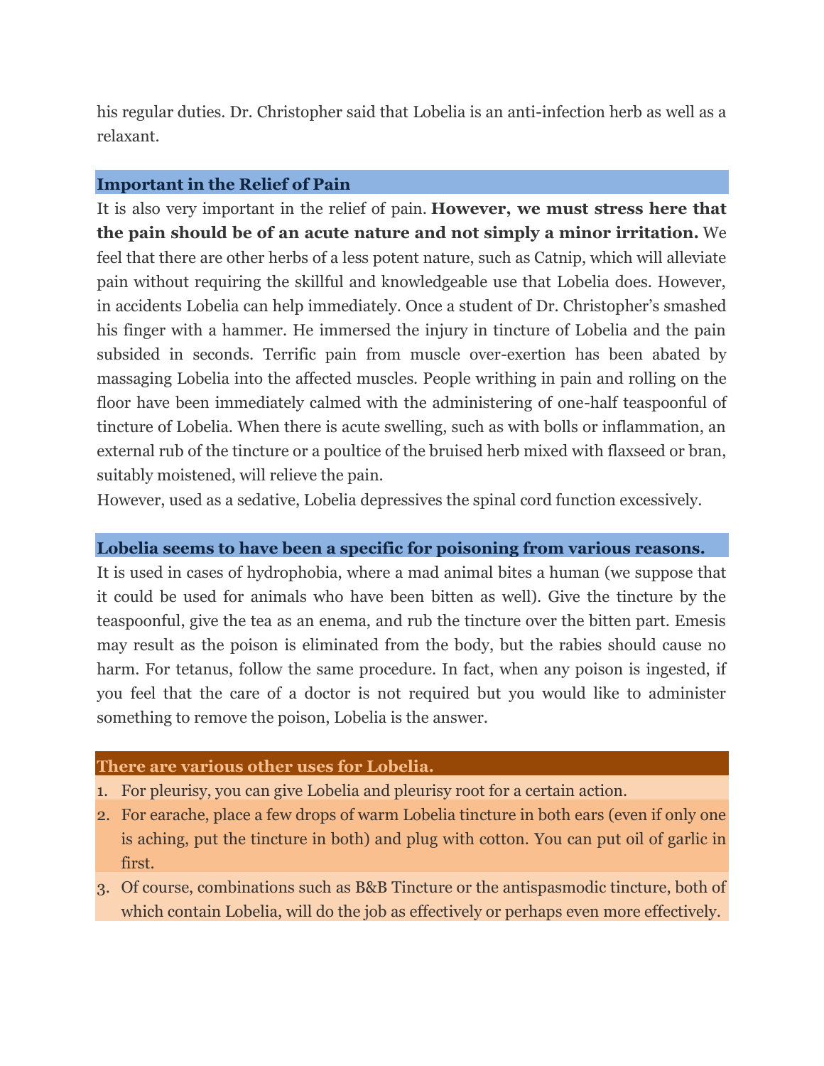his regular duties. Dr. Christopher said that Lobelia is an anti-infection herb as well as a relaxant.

### Important in the Relief of Pain

It is also very important in the relief of pain. **However, we must stress here that the pain should be of an acute nature and not simply a minor irritation.** We feel that there are other herbs of a less potent nature, such as Catnip, which will alleviate pain without requiring the skillful and knowledgeable use that Lobelia does. However, in accidents Lobelia can help immediately. Once a student of Dr. Christopher's smashed his finger with a hammer. He immersed the injury in tincture of Lobelia and the pain subsided in seconds. Terrific pain from muscle over-exertion has been abated by massaging Lobelia into the affected muscles. People writhing in pain and rolling on the floor have been immediately calmed with the administering of one-half teaspoonful of tincture of Lobelia. When there is acute swelling, such as with bolls or inflammation, an external rub of the tincture or a poultice of the bruised herb mixed with flaxseed or bran, suitably moistened, will relieve the pain.

However, used as a sedative, Lobelia depressives the spinal cord function excessively.

### Lobelia seems to have been a specific for poisoning from various reasons.

It is used in cases of hydrophobia, where a mad animal bites a human (we suppose that it could be used for animals who have been bitten as well). Give the tincture by the teaspoonful, give the tea as an enema, and rub the tincture over the bitten part. Emesis may result as the poison is eliminated from the body, but the rabies should cause no harm. For tetanus, follow the same procedure. In fact, when any poison is ingested, if you feel that the care of a doctor is not required but you would like to administer something to remove the poison, Lobelia is the answer.

### There are various other uses for Lobelia.

1. For pleurisy, you can give Lobelia and pleurisy root for a certain action.
2. For earache, place a few drops of warm Lobelia tincture in both ears (even if only one is aching, put the tincture in both) and plug with cotton. You can put oil of garlic in first.
3. Of course, combinations such as B&B Tincture or the antispasmodic tincture, both of which contain Lobelia, will do the job as effectively or perhaps even more effectively.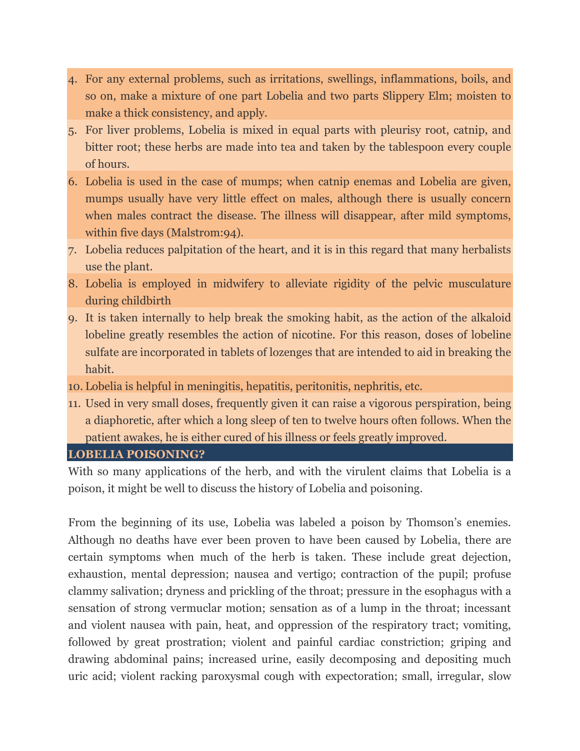4. For any external problems, such as irritations, swellings, inflammations, boils, and so on, make a mixture of one part Lobelia and two parts Slippery Elm; moisten to make a thick consistency, and apply.
5. For liver problems, Lobelia is mixed in equal parts with pleurisy root, catnip, and bitter root; these herbs are made into tea and taken by the tablespoon every couple of hours.
6. Lobelia is used in the case of mumps; when catnip enemas and Lobelia are given, mumps usually have very little effect on males, although there is usually concern when males contract the disease. The illness will disappear, after mild symptoms, within five days (Malstrom:94).
7. Lobelia reduces palpitation of the heart, and it is in this regard that many herbalists use the plant.
8. Lobelia is employed in midwifery to alleviate rigidity of the pelvic musculature during childbirth
9. It is taken internally to help break the smoking habit, as the action of the alkaloid lobeline greatly resembles the action of nicotine. For this reason, doses of lobeline sulfate are incorporated in tablets of lozenges that are intended to aid in breaking the habit.
10. Lobelia is helpful in meningitis, hepatitis, peritonitis, nephritis, etc.
11. Used in very small doses, frequently given it can raise a vigorous perspiration, being a diaphoretic, after which a long sleep of ten to twelve hours often follows. When the patient awakes, he is either cured of his illness or feels greatly improved.

## LOBELIA POISONING?

With so many applications of the herb, and with the virulent claims that Lobelia is a poison, it might be well to discuss the history of Lobelia and poisoning.

From the beginning of its use, Lobelia was labeled a poison by Thomson's enemies. Although no deaths have ever been proven to have been caused by Lobelia, there are certain symptoms when much of the herb is taken. These include great dejection, exhaustion, mental depression; nausea and vertigo; contraction of the pupil; profuse clammy salivation; dryness and prickling of the throat; pressure in the esophagus with a sensation of strong vermucular motion; sensation as of a lump in the throat; incessant and violent nausea with pain, heat, and oppression of the respiratory tract; vomiting, followed by great prostration; violent and painful cardiac constriction; griping and drawing abdominal pains; increased urine, easily decomposing and depositing much uric acid; violent racking paroxysmal cough with expectoration; small, irregular, slow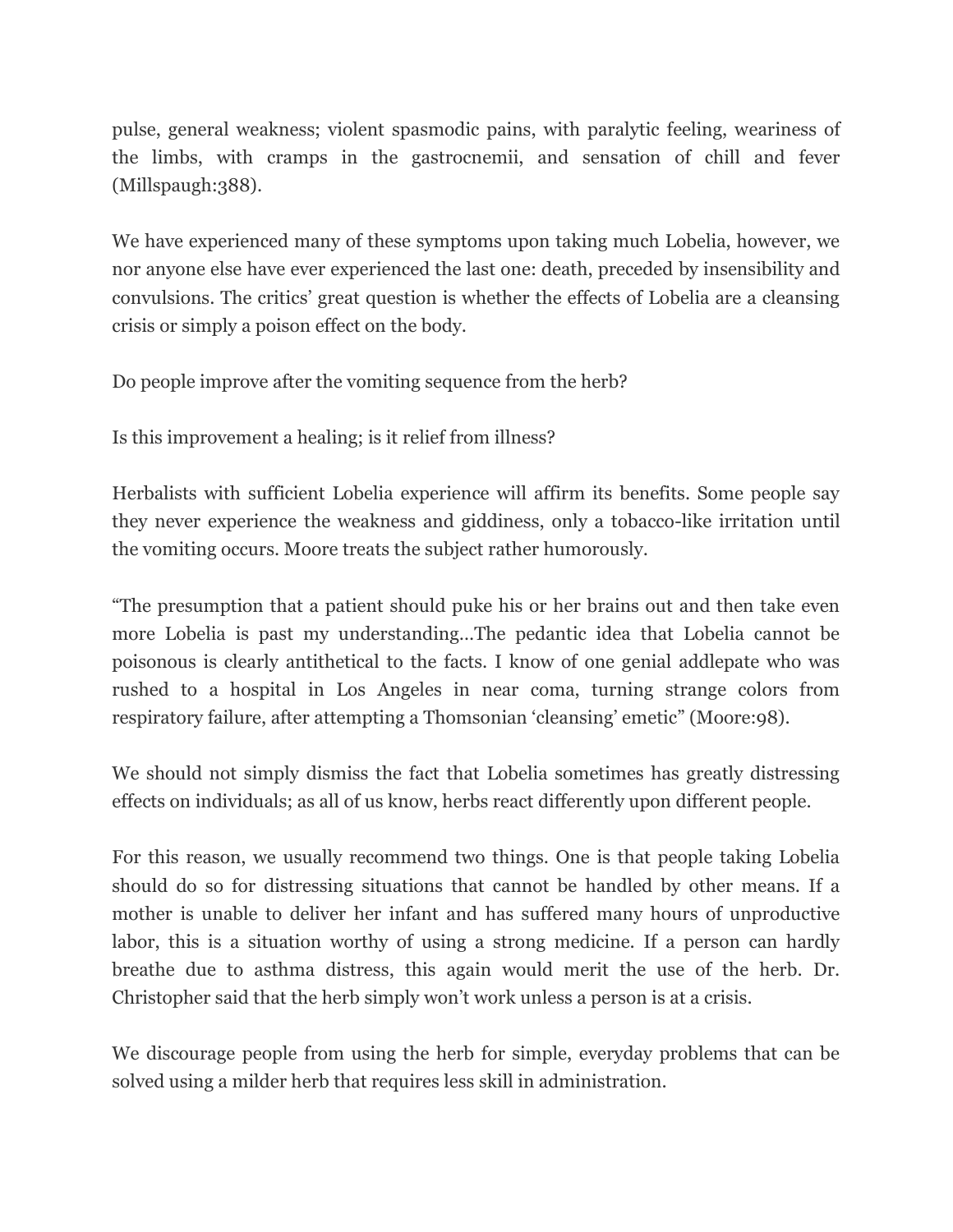pulse, general weakness; violent spasmodic pains, with paralytic feeling, weariness of the limbs, with cramps in the gastrocnemii, and sensation of chill and fever (Millspaugh:388).

We have experienced many of these symptoms upon taking much Lobelia, however, we nor anyone else have ever experienced the last one: death, preceded by insensibility and convulsions. The critics' great question is whether the effects of Lobelia are a cleansing crisis or simply a poison effect on the body.

Do people improve after the vomiting sequence from the herb?

Is this improvement a healing; is it relief from illness?

Herbalists with sufficient Lobelia experience will affirm its benefits. Some people say they never experience the weakness and giddiness, only a tobacco-like irritation until the vomiting occurs. Moore treats the subject rather humorously.

"The presumption that a patient should puke his or her brains out and then take even more Lobelia is past my understanding…The pedantic idea that Lobelia cannot be poisonous is clearly antithetical to the facts. I know of one genial addlepate who was rushed to a hospital in Los Angeles in near coma, turning strange colors from respiratory failure, after attempting a Thomsonian 'cleansing' emetic" (Moore:98).

We should not simply dismiss the fact that Lobelia sometimes has greatly distressing effects on individuals; as all of us know, herbs react differently upon different people.

For this reason, we usually recommend two things. One is that people taking Lobelia should do so for distressing situations that cannot be handled by other means. If a mother is unable to deliver her infant and has suffered many hours of unproductive labor, this is a situation worthy of using a strong medicine. If a person can hardly breathe due to asthma distress, this again would merit the use of the herb. Dr. Christopher said that the herb simply won't work unless a person is at a crisis.

We discourage people from using the herb for simple, everyday problems that can be solved using a milder herb that requires less skill in administration.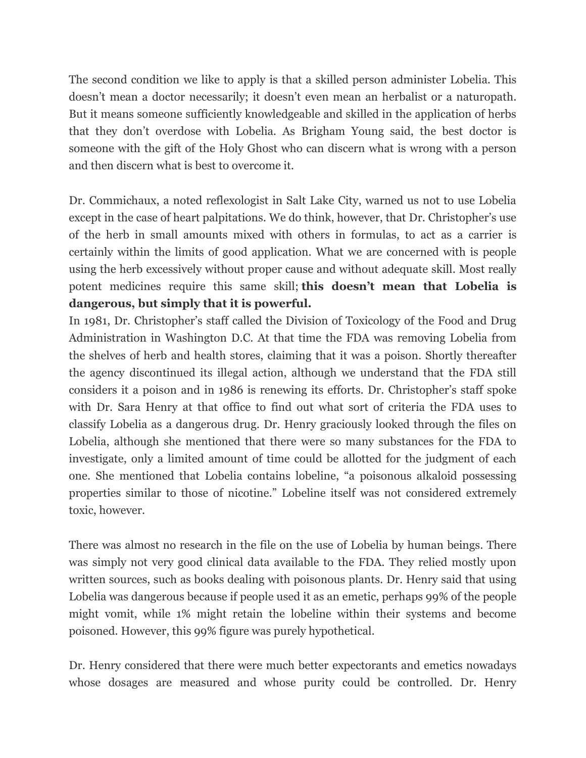The second condition we like to apply is that a skilled person administer Lobelia. This doesn't mean a doctor necessarily; it doesn't even mean an herbalist or a naturopath. But it means someone sufficiently knowledgeable and skilled in the application of herbs that they don't overdose with Lobelia. As Brigham Young said, the best doctor is someone with the gift of the Holy Ghost who can discern what is wrong with a person and then discern what is best to overcome it.

Dr. Commichaux, a noted reflexologist in Salt Lake City, warned us not to use Lobelia except in the case of heart palpitations. We do think, however, that Dr. Christopher's use of the herb in small amounts mixed with others in formulas, to act as a carrier is certainly within the limits of good application. What we are concerned with is people using the herb excessively without proper cause and without adequate skill. Most really potent medicines require this same skill; **this doesn't mean that Lobelia is dangerous, but simply that it is powerful.**

In 1981, Dr. Christopher's staff called the Division of Toxicology of the Food and Drug Administration in Washington D.C. At that time the FDA was removing Lobelia from the shelves of herb and health stores, claiming that it was a poison. Shortly thereafter the agency discontinued its illegal action, although we understand that the FDA still considers it a poison and in 1986 is renewing its efforts. Dr. Christopher's staff spoke with Dr. Sara Henry at that office to find out what sort of criteria the FDA uses to classify Lobelia as a dangerous drug. Dr. Henry graciously looked through the files on Lobelia, although she mentioned that there were so many substances for the FDA to investigate, only a limited amount of time could be allotted for the judgment of each one. She mentioned that Lobelia contains lobeline, "a poisonous alkaloid possessing properties similar to those of nicotine." Lobeline itself was not considered extremely toxic, however.

There was almost no research in the file on the use of Lobelia by human beings. There was simply not very good clinical data available to the FDA. They relied mostly upon written sources, such as books dealing with poisonous plants. Dr. Henry said that using Lobelia was dangerous because if people used it as an emetic, perhaps 99% of the people might vomit, while 1% might retain the lobeline within their systems and become poisoned. However, this 99% figure was purely hypothetical.

Dr. Henry considered that there were much better expectorants and emetics nowadays whose dosages are measured and whose purity could be controlled. Dr. Henry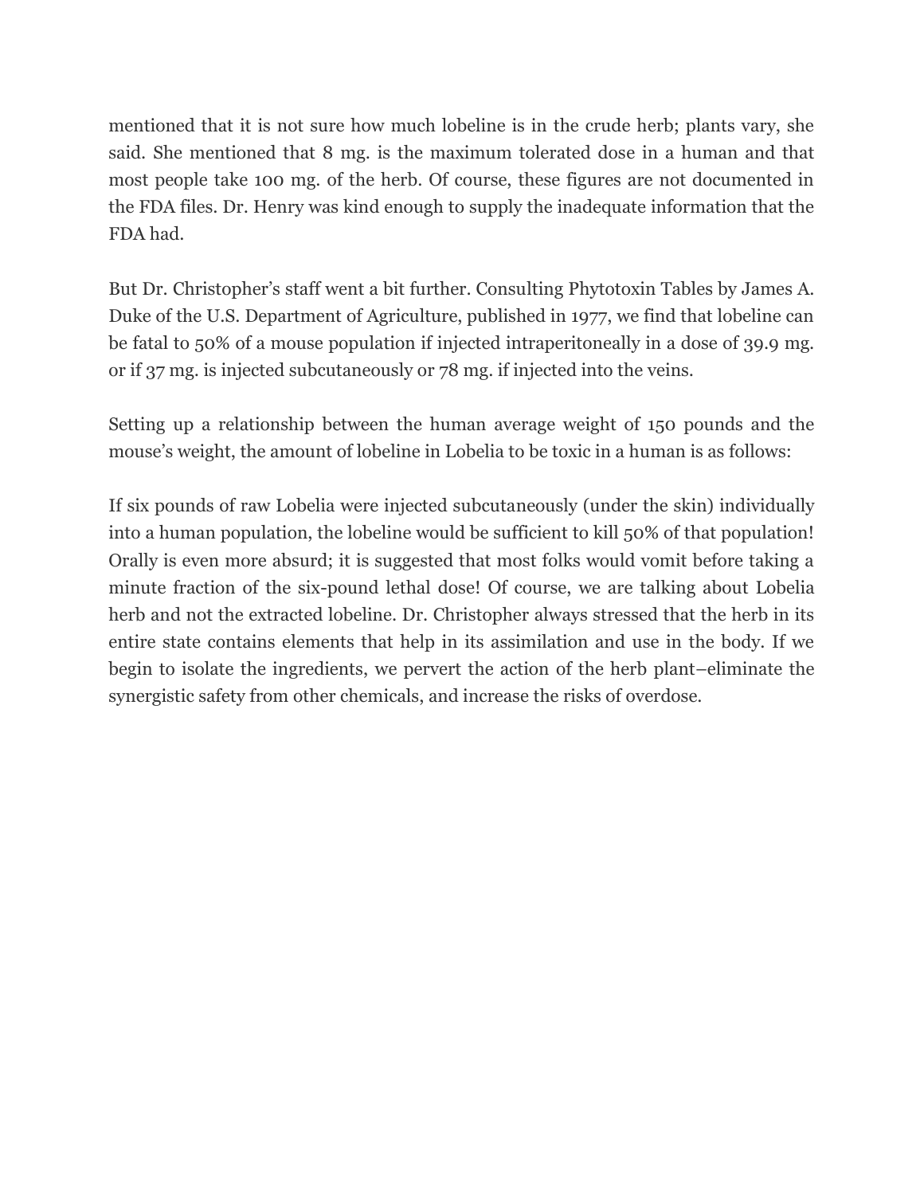mentioned that it is not sure how much lobeline is in the crude herb; plants vary, she said. She mentioned that 8 mg. is the maximum tolerated dose in a human and that most people take 100 mg. of the herb. Of course, these figures are not documented in the FDA files. Dr. Henry was kind enough to supply the inadequate information that the FDA had.

But Dr. Christopher's staff went a bit further. Consulting Phytotoxin Tables by James A. Duke of the U.S. Department of Agriculture, published in 1977, we find that lobeline can be fatal to 50% of a mouse population if injected intraperitoneally in a dose of 39.9 mg. or if 37 mg. is injected subcutaneously or 78 mg. if injected into the veins.

Setting up a relationship between the human average weight of 150 pounds and the mouse's weight, the amount of lobeline in Lobelia to be toxic in a human is as follows:

If six pounds of raw Lobelia were injected subcutaneously (under the skin) individually into a human population, the lobeline would be sufficient to kill 50% of that population! Orally is even more absurd; it is suggested that most folks would vomit before taking a minute fraction of the six-pound lethal dose! Of course, we are talking about Lobelia herb and not the extracted lobeline. Dr. Christopher always stressed that the herb in its entire state contains elements that help in its assimilation and use in the body. If we begin to isolate the ingredients, we pervert the action of the herb plant–eliminate the synergistic safety from other chemicals, and increase the risks of overdose.